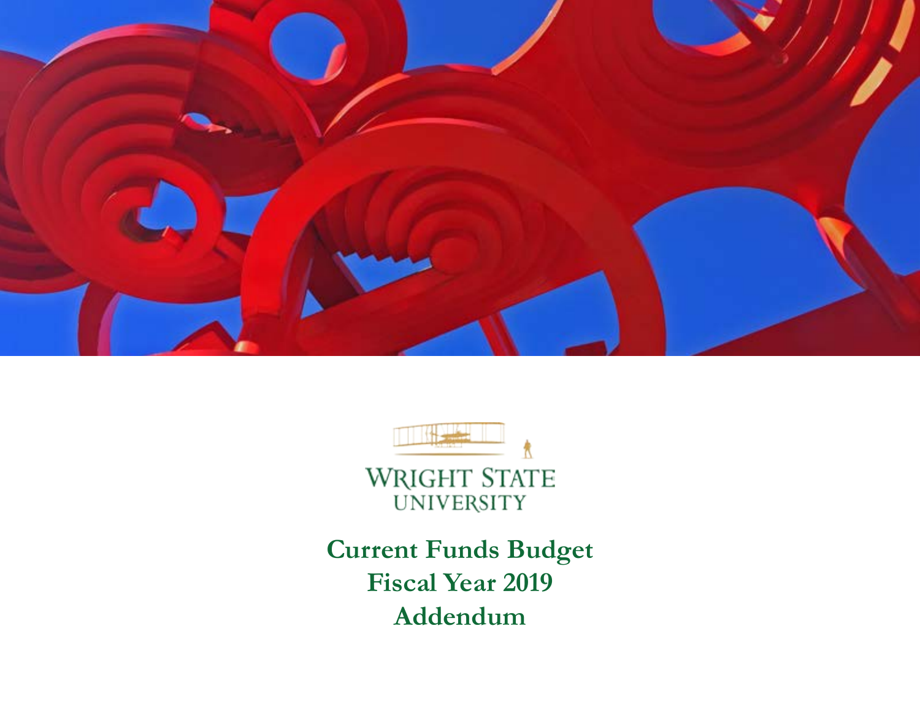WRIGHT STATE UNIVERSITY

# Current Funds Budget
# Fiscal Year 2019
# Addendum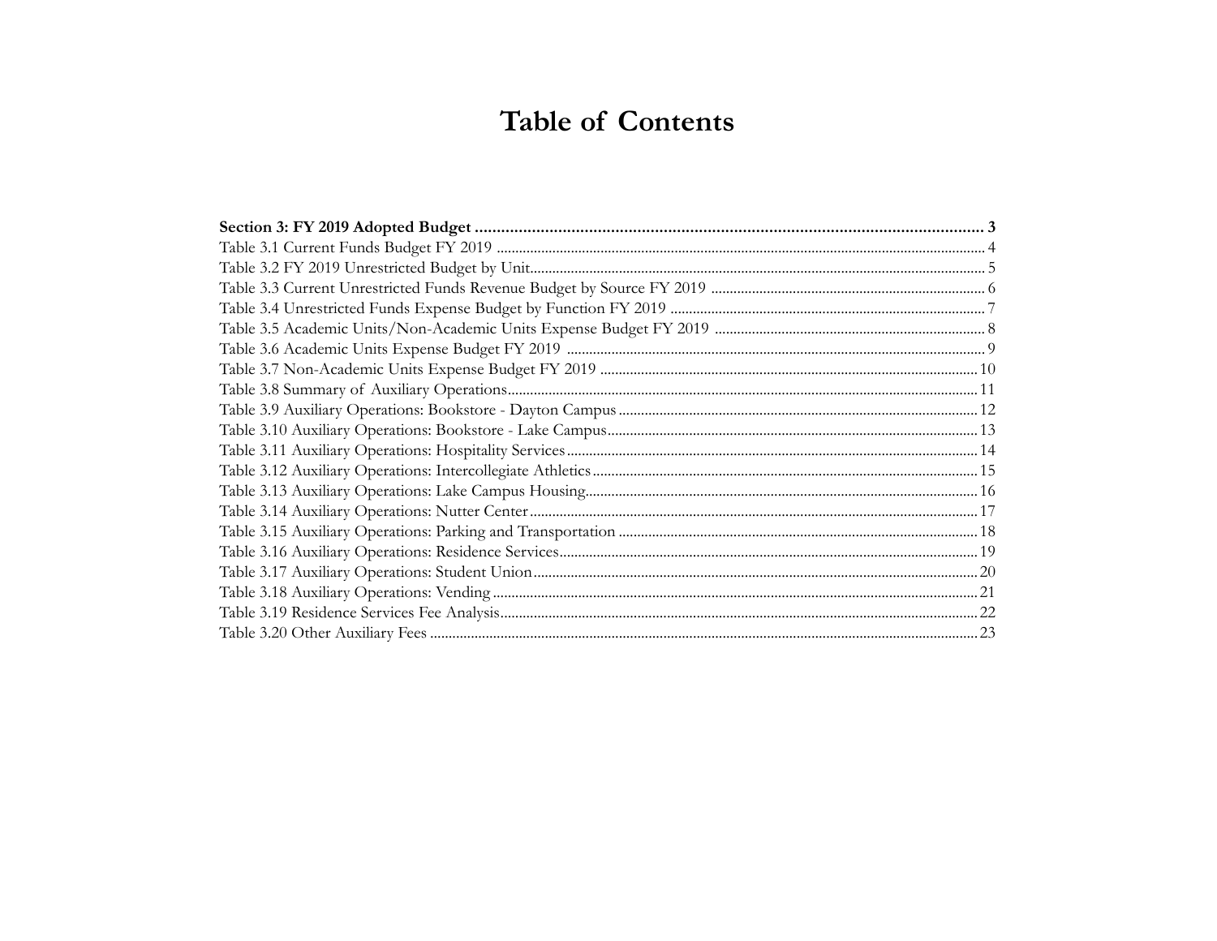# Table of Contents

**Section 3: FY 2019 Adopted Budget** .......... **3**

Table 3.1 Current Funds Budget FY 2019 .......... 4

Table 3.2 FY 2019 Unrestricted Budget by Unit .......... 5

Table 3.3 Current Unrestricted Funds Revenue Budget by Source FY 2019 .......... 6

Table 3.4 Unrestricted Funds Expense Budget by Function FY 2019 .......... 7

Table 3.5 Academic Units/Non-Academic Units Expense Budget FY 2019 .......... 8

Table 3.6 Academic Units Expense Budget FY 2019 .......... 9

Table 3.7 Non-Academic Units Expense Budget FY 2019 .......... 10

Table 3.8 Summary of Auxiliary Operations .......... 11

Table 3.9 Auxiliary Operations: Bookstore - Dayton Campus .......... 12

Table 3.10 Auxiliary Operations: Bookstore - Lake Campus .......... 13

Table 3.11 Auxiliary Operations: Hospitality Services .......... 14

Table 3.12 Auxiliary Operations: Intercollegiate Athletics .......... 15

Table 3.13 Auxiliary Operations: Lake Campus Housing .......... 16

Table 3.14 Auxiliary Operations: Nutter Center .......... 17

Table 3.15 Auxiliary Operations: Parking and Transportation .......... 18

Table 3.16 Auxiliary Operations: Residence Services .......... 19

Table 3.17 Auxiliary Operations: Student Union .......... 20

Table 3.18 Auxiliary Operations: Vending .......... 21

Table 3.19 Residence Services Fee Analysis .......... 22

Table 3.20 Other Auxiliary Fees .......... 23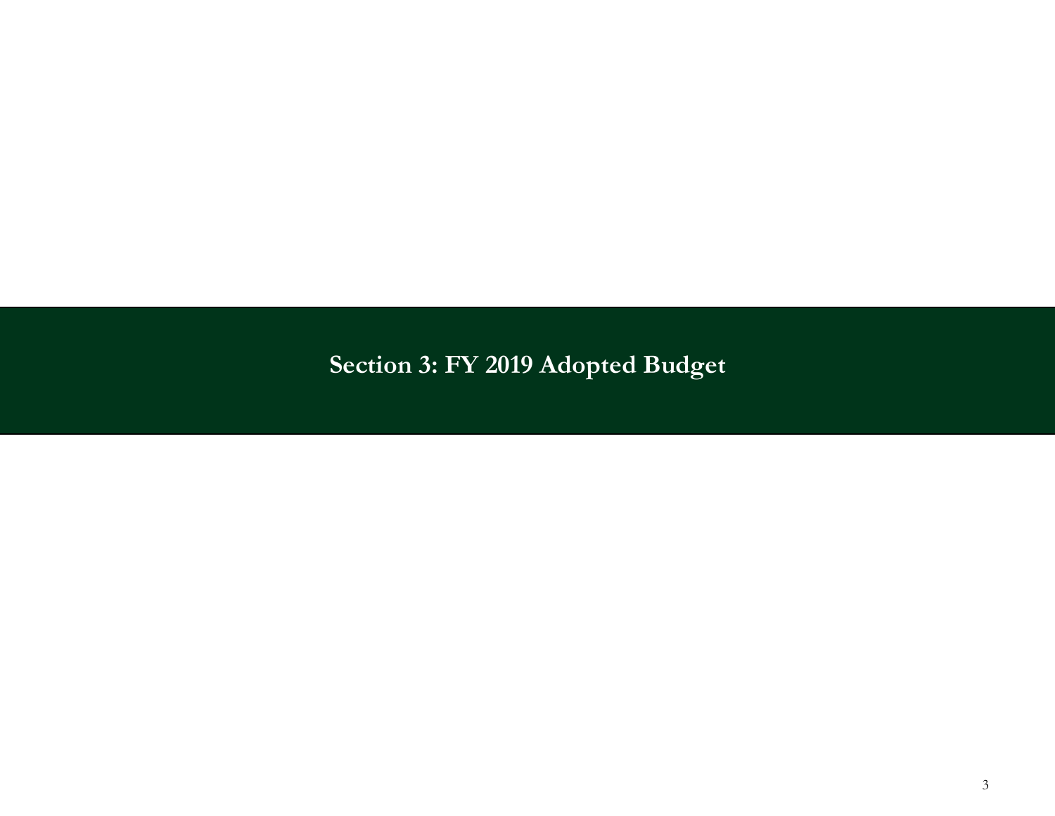# Section 3: FY 2019 Adopted Budget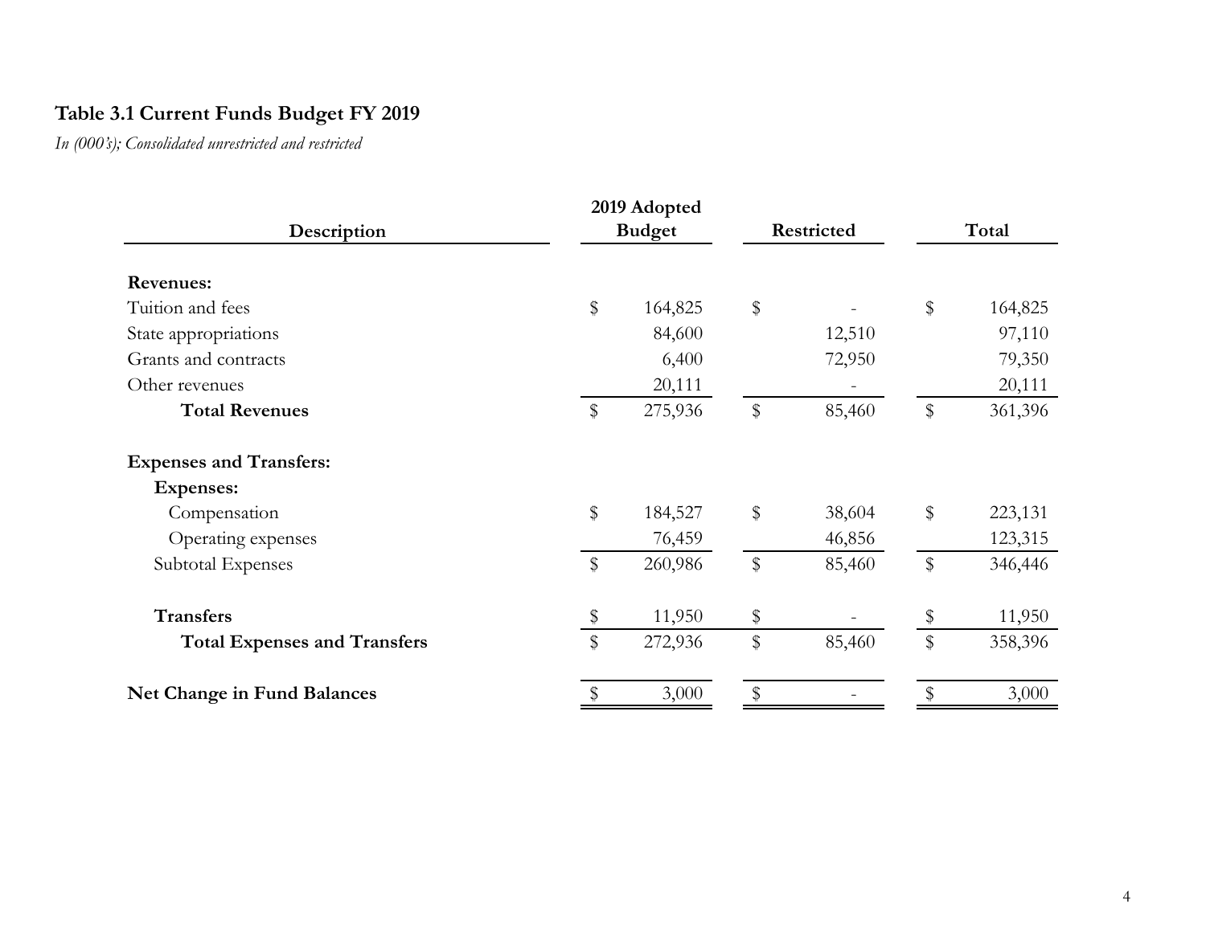### Table 3.1 Current Funds Budget FY 2019

*In (000's); Consolidated unrestricted and restricted*

| Description | 2019 Adopted Budget | Restricted | Total |
|---|---|---|---|
| **Revenues:** | | | |
| Tuition and fees | $ 164,825 | $ - | $ 164,825 |
| State appropriations | 84,600 | 12,510 | 97,110 |
| Grants and contracts | 6,400 | 72,950 | 79,350 |
| Other revenues | 20,111 | - | 20,111 |
| **Total Revenues** | $ 275,936 | $ 85,460 | $ 361,396 |
| **Expenses and Transfers:** | | | |
| **Expenses:** | | | |
| Compensation | $ 184,527 | $ 38,604 | $ 223,131 |
| Operating expenses | 76,459 | 46,856 | 123,315 |
| Subtotal Expenses | $ 260,986 | $ 85,460 | $ 346,446 |
| **Transfers** | $ 11,950 | $ - | $ 11,950 |
| **Total Expenses and Transfers** | $ 272,936 | $ 85,460 | $ 358,396 |
| **Net Change in Fund Balances** | $ 3,000 | $ - | $ 3,000 |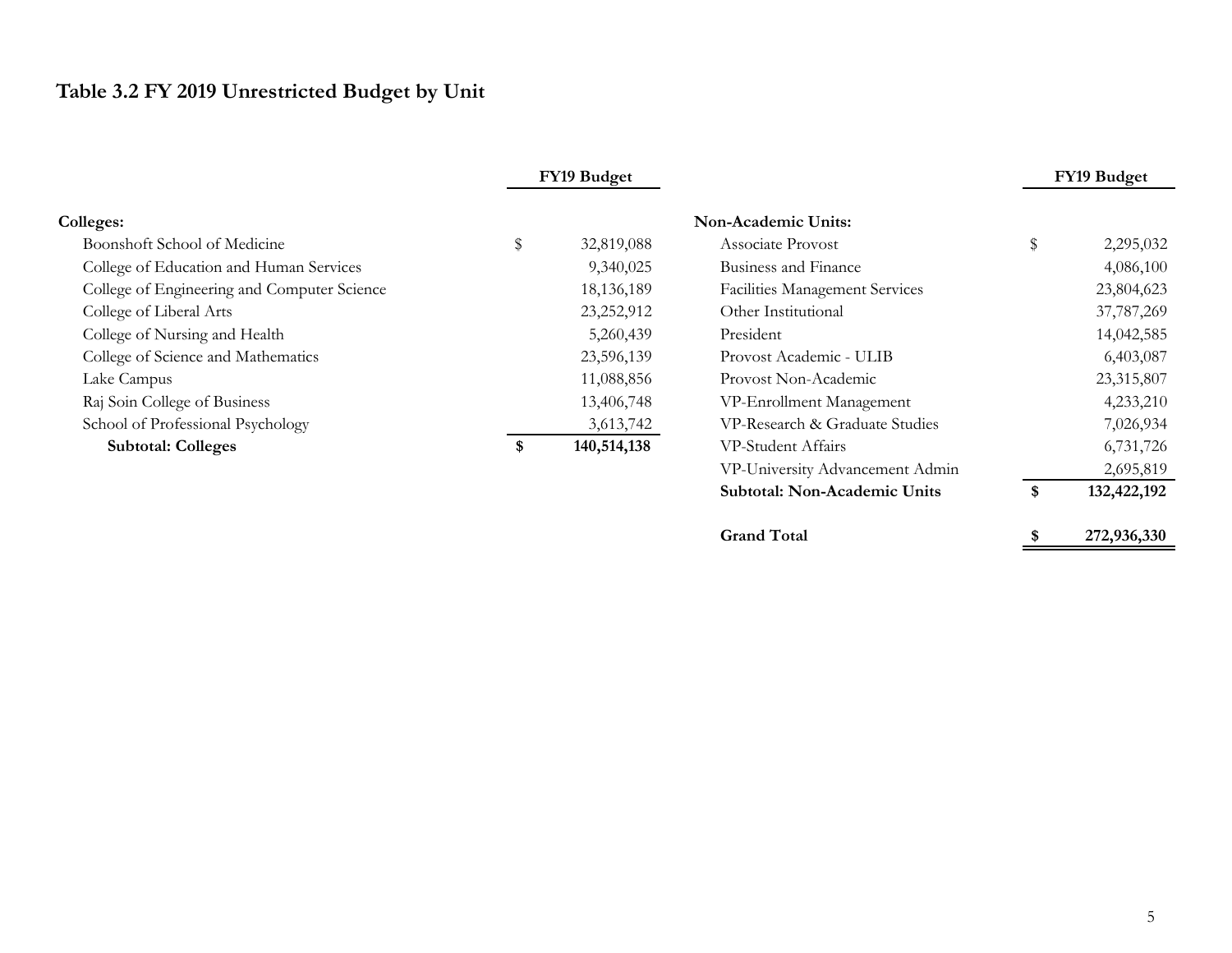## Table 3.2 FY 2019 Unrestricted Budget by Unit

| | FY19 Budget |
|---|---|
| **Colleges:** | |
| Boonshoft School of Medicine | $ 32,819,088 |
| College of Education and Human Services | 9,340,025 |
| College of Engineering and Computer Science | 18,136,189 |
| College of Liberal Arts | 23,252,912 |
| College of Nursing and Health | 5,260,439 |
| College of Science and Mathematics | 23,596,139 |
| Lake Campus | 11,088,856 |
| Raj Soin College of Business | 13,406,748 |
| School of Professional Psychology | 3,613,742 |
| **Subtotal: Colleges** | **$ 140,514,138** |

| | FY19 Budget |
|---|---|
| **Non-Academic Units:** | |
| Associate Provost | $ 2,295,032 |
| Business and Finance | 4,086,100 |
| Facilities Management Services | 23,804,623 |
| Other Institutional | 37,787,269 |
| President | 14,042,585 |
| Provost Academic - ULIB | 6,403,087 |
| Provost Non-Academic | 23,315,807 |
| VP-Enrollment Management | 4,233,210 |
| VP-Research & Graduate Studies | 7,026,934 |
| VP-Student Affairs | 6,731,726 |
| VP-University Advancement Admin | 2,695,819 |
| **Subtotal: Non-Academic Units** | **$ 132,422,192** |
| | |
| **Grand Total** | **$ 272,936,330** |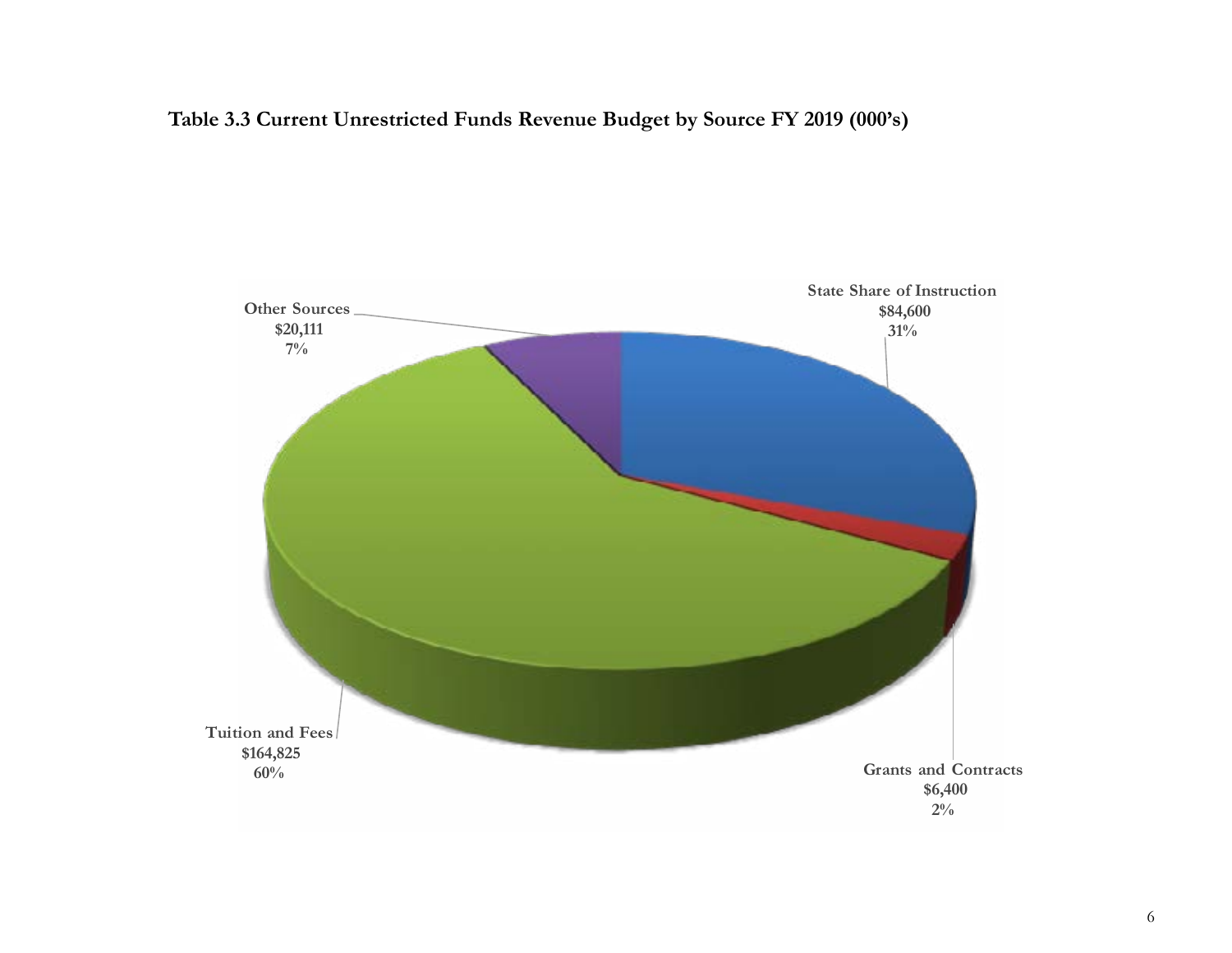**Table 3.3 Current Unrestricted Funds Revenue Budget by Source FY 2019 (000's)**

Other Sources
$20,111
7%

State Share of Instruction
$84,600
31%

Tuition and Fees
$164,825
60%

Grants and Contracts
$6,400
2%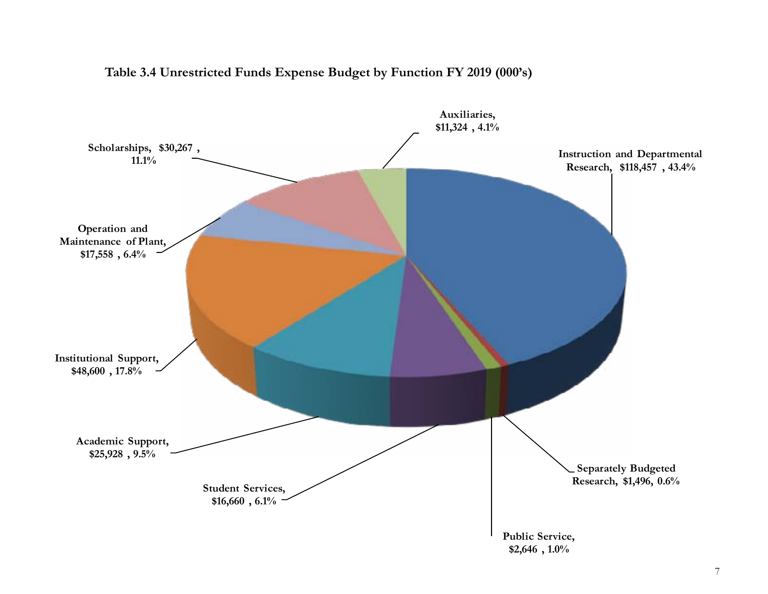**Table 3.4 Unrestricted Funds Expense Budget by Function FY 2019 (000's)**

Auxiliaries, $11,324 , 4.1%

Instruction and Departmental Research, $118,457 , 43.4%

Scholarships, $30,267 , 11.1%

Operation and Maintenance of Plant, $17,558 , 6.4%

Institutional Support, $48,600 , 17.8%

Academic Support, $25,928 , 9.5%

Student Services, $16,660 , 6.1%

Separately Budgeted Research, $1,496, 0.6%

Public Service, $2,646 , 1.0%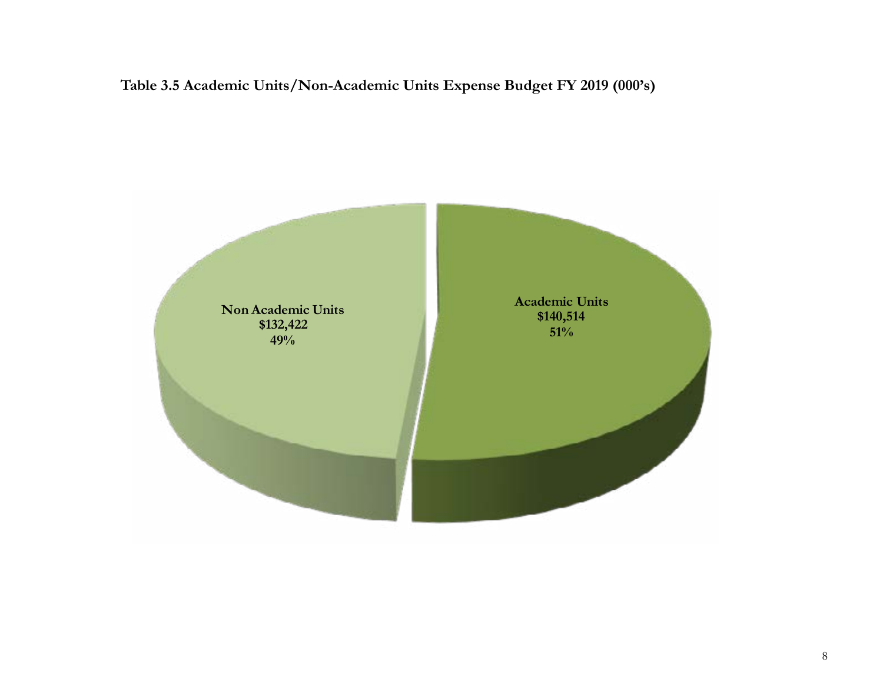**Table 3.5 Academic Units/Non-Academic Units Expense Budget FY 2019 (000's)**

Non Academic Units
$132,422
49%

Academic Units
$140,514
51%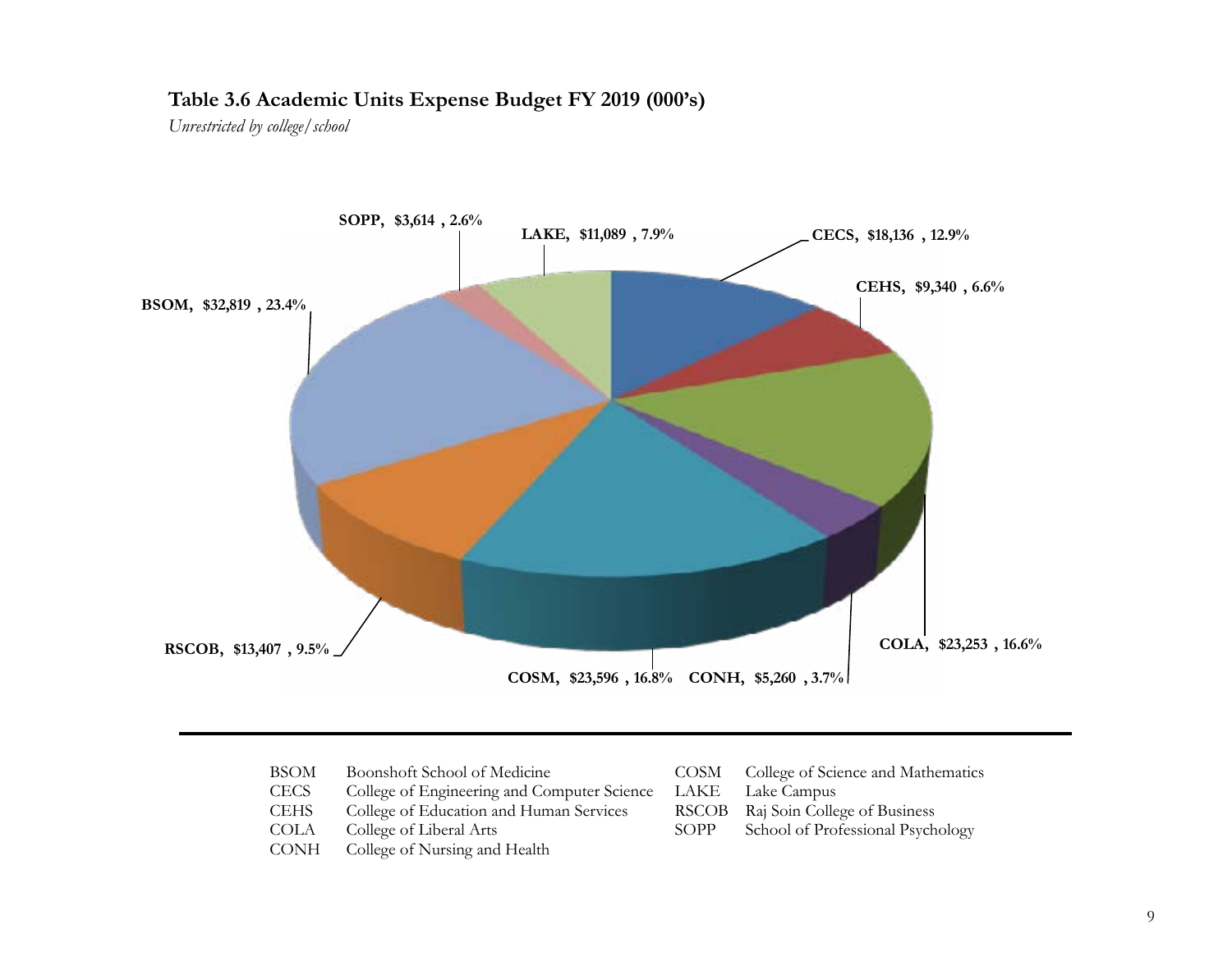**Table 3.6 Academic Units Expense Budget FY 2019 (000's)**

*Unrestricted by college/school*

SOPP, $3,614 , 2.6%

LAKE, $11,089 , 7.9%

CECS, $18,136 , 12.9%

CEHS, $9,340 , 6.6%

BSOM, $32,819 , 23.4%

COLA, $23,253 , 16.6%

RSCOB, $13,407 , 9.5%

COSM, $23,596 , 16.8%

CONH, $5,260 , 3.7%

| | | | |
|---|---|---|---|
| BSOM | Boonshoft School of Medicine | COSM | College of Science and Mathematics |
| CECS | College of Engineering and Computer Science | LAKE | Lake Campus |
| CEHS | College of Education and Human Services | RSCOB | Raj Soin College of Business |
| COLA | College of Liberal Arts | SOPP | School of Professional Psychology |
| CONH | College of Nursing and Health | | |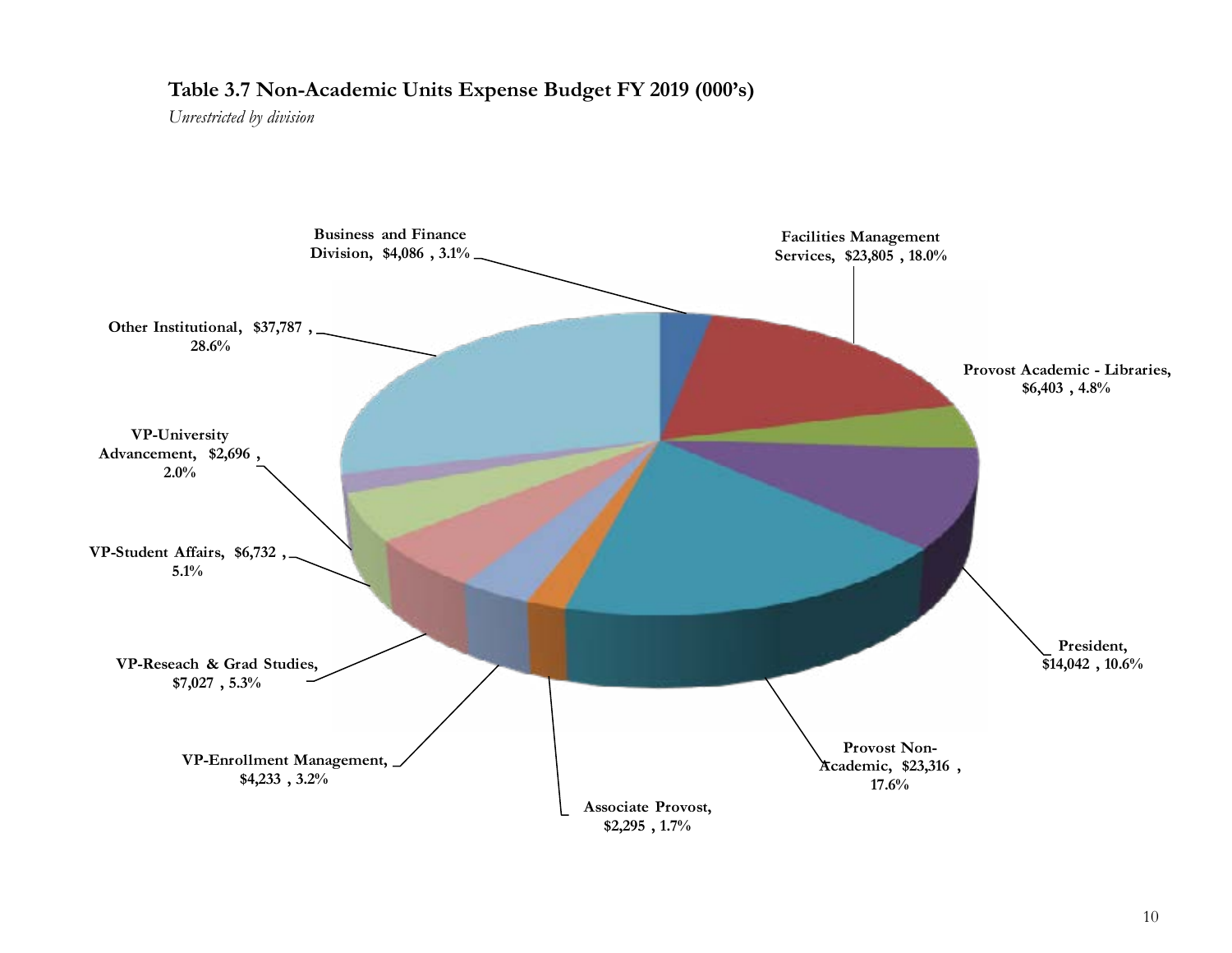**Table 3.7 Non-Academic Units Expense Budget FY 2019 (000's)**

*Unrestricted by division*

Business and Finance Division, $4,086 , 3.1%

Facilities Management Services, $23,805 , 18.0%

Provost Academic - Libraries, $6,403 , 4.8%

President, $14,042 , 10.6%

Provost Non-Academic, $23,316 , 17.6%

Associate Provost, $2,295 , 1.7%

VP-Enrollment Management, $4,233 , 3.2%

VP-Reseach & Grad Studies, $7,027 , 5.3%

VP-Student Affairs, $6,732 , 5.1%

VP-University Advancement, $2,696 , 2.0%

Other Institutional, $37,787 , 28.6%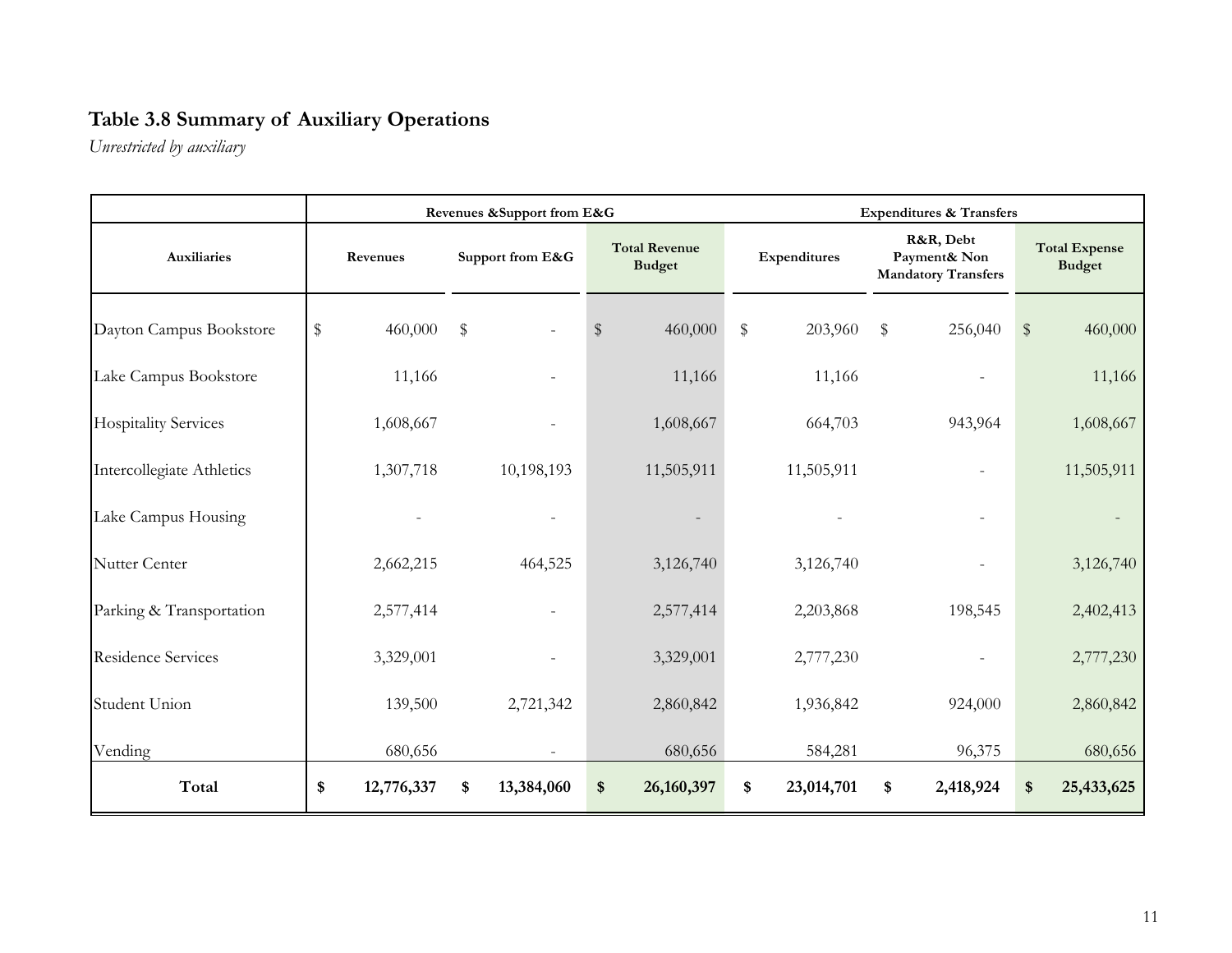## Table 3.8 Summary of Auxiliary Operations

*Unrestricted by auxiliary*

| | Revenues &Support from E&G | | | Expenditures & Transfers | | |
|---|---|---|---|---|---|---|
| **Auxiliaries** | **Revenues** | **Support from E&G** | **Total Revenue Budget** | **Expenditures** | **R&R, Debt Payment& Non Mandatory Transfers** | **Total Expense Budget** |
| Dayton Campus Bookstore | $ 460,000 | $ - | $ 460,000 | $ 203,960 | $ 256,040 | $ 460,000 |
| Lake Campus Bookstore | 11,166 | - | 11,166 | 11,166 | - | 11,166 |
| Hospitality Services | 1,608,667 | - | 1,608,667 | 664,703 | 943,964 | 1,608,667 |
| Intercollegiate Athletics | 1,307,718 | 10,198,193 | 11,505,911 | 11,505,911 | - | 11,505,911 |
| Lake Campus Housing | - | - | - | - | - | - |
| Nutter Center | 2,662,215 | 464,525 | 3,126,740 | 3,126,740 | - | 3,126,740 |
| Parking & Transportation | 2,577,414 | - | 2,577,414 | 2,203,868 | 198,545 | 2,402,413 |
| Residence Services | 3,329,001 | - | 3,329,001 | 2,777,230 | - | 2,777,230 |
| Student Union | 139,500 | 2,721,342 | 2,860,842 | 1,936,842 | 924,000 | 2,860,842 |
| Vending | 680,656 | - | 680,656 | 584,281 | 96,375 | 680,656 |
| **Total** | **$ 12,776,337** | **$ 13,384,060** | **$ 26,160,397** | **$ 23,014,701** | **$ 2,418,924** | **$ 25,433,625** |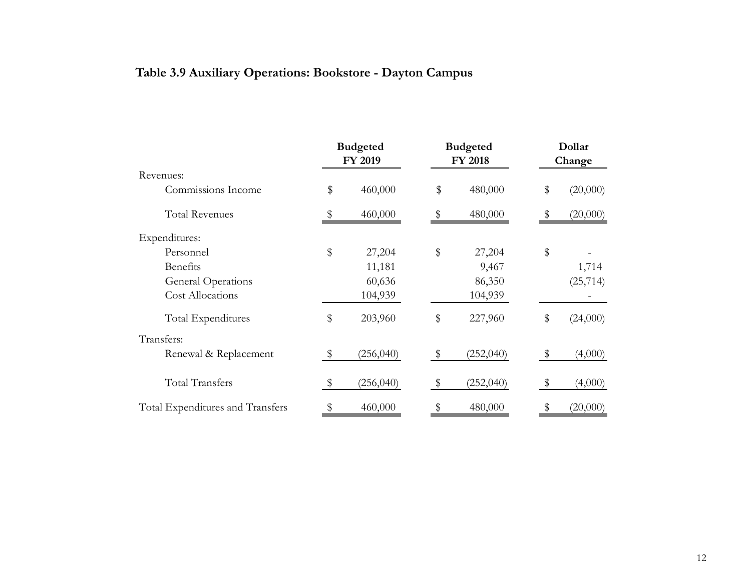## Table 3.9 Auxiliary Operations: Bookstore - Dayton Campus

| | Budgeted FY 2019 | Budgeted FY 2018 | Dollar Change |
|---|---|---|---|
| Revenues: | | | |
| Commissions Income | $ 460,000 | $ 480,000 | $ (20,000) |
| Total Revenues | $ 460,000 | $ 480,000 | $ (20,000) |
| Expenditures: | | | |
| Personnel | $ 27,204 | $ 27,204 | $ - |
| Benefits | 11,181 | 9,467 | 1,714 |
| General Operations | 60,636 | 86,350 | (25,714) |
| Cost Allocations | 104,939 | 104,939 | - |
| Total Expenditures | $ 203,960 | $ 227,960 | $ (24,000) |
| Transfers: | | | |
| Renewal & Replacement | $ (256,040) | $ (252,040) | $ (4,000) |
| Total Transfers | $ (256,040) | $ (252,040) | $ (4,000) |
| Total Expenditures and Transfers | $ 460,000 | $ 480,000 | $ (20,000) |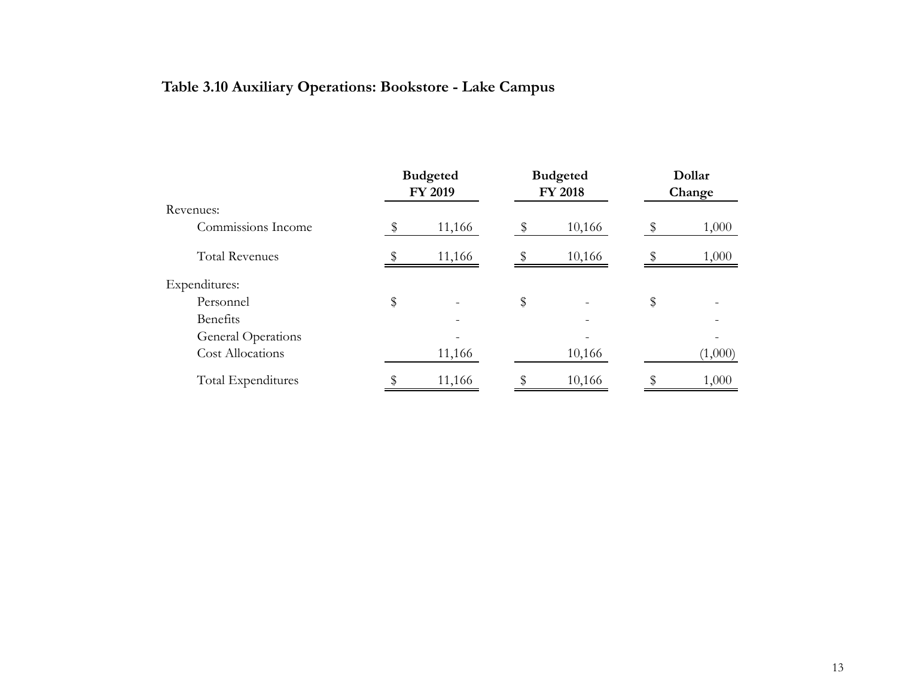**Table 3.10 Auxiliary Operations: Bookstore - Lake Campus**

| | Budgeted FY 2019 | Budgeted FY 2018 | Dollar Change |
|---|---|---|---|
| Revenues: | | | |
| Commissions Income | $ 11,166 | $ 10,166 | $ 1,000 |
| Total Revenues | $ 11,166 | $ 10,166 | $ 1,000 |
| Expenditures: | | | |
| Personnel | $ - | $ - | $ - |
| Benefits | - | - | - |
| General Operations | - | - | - |
| Cost Allocations | 11,166 | 10,166 | (1,000) |
| Total Expenditures | $ 11,166 | $ 10,166 | $ 1,000 |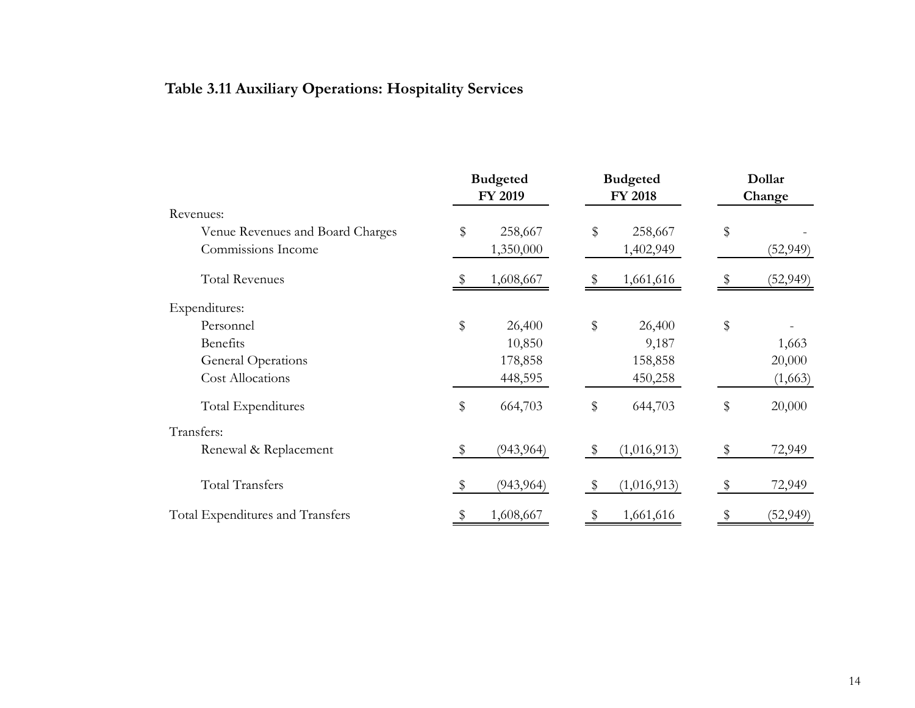### Table 3.11 Auxiliary Operations: Hospitality Services

| | Budgeted FY 2019 | Budgeted FY 2018 | Dollar Change |
|---|---|---|---|
| Revenues: | | | |
| Venue Revenues and Board Charges | $ 258,667 | $ 258,667 | $ - |
| Commissions Income | 1,350,000 | 1,402,949 | (52,949) |
| Total Revenues | $ 1,608,667 | $ 1,661,616 | $ (52,949) |
| Expenditures: | | | |
| Personnel | $ 26,400 | $ 26,400 | $ - |
| Benefits | 10,850 | 9,187 | 1,663 |
| General Operations | 178,858 | 158,858 | 20,000 |
| Cost Allocations | 448,595 | 450,258 | (1,663) |
| Total Expenditures | $ 664,703 | $ 644,703 | $ 20,000 |
| Transfers: | | | |
| Renewal & Replacement | $ (943,964) | $ (1,016,913) | $ 72,949 |
| Total Transfers | $ (943,964) | $ (1,016,913) | $ 72,949 |
| Total Expenditures and Transfers | $ 1,608,667 | $ 1,661,616 | $ (52,949) |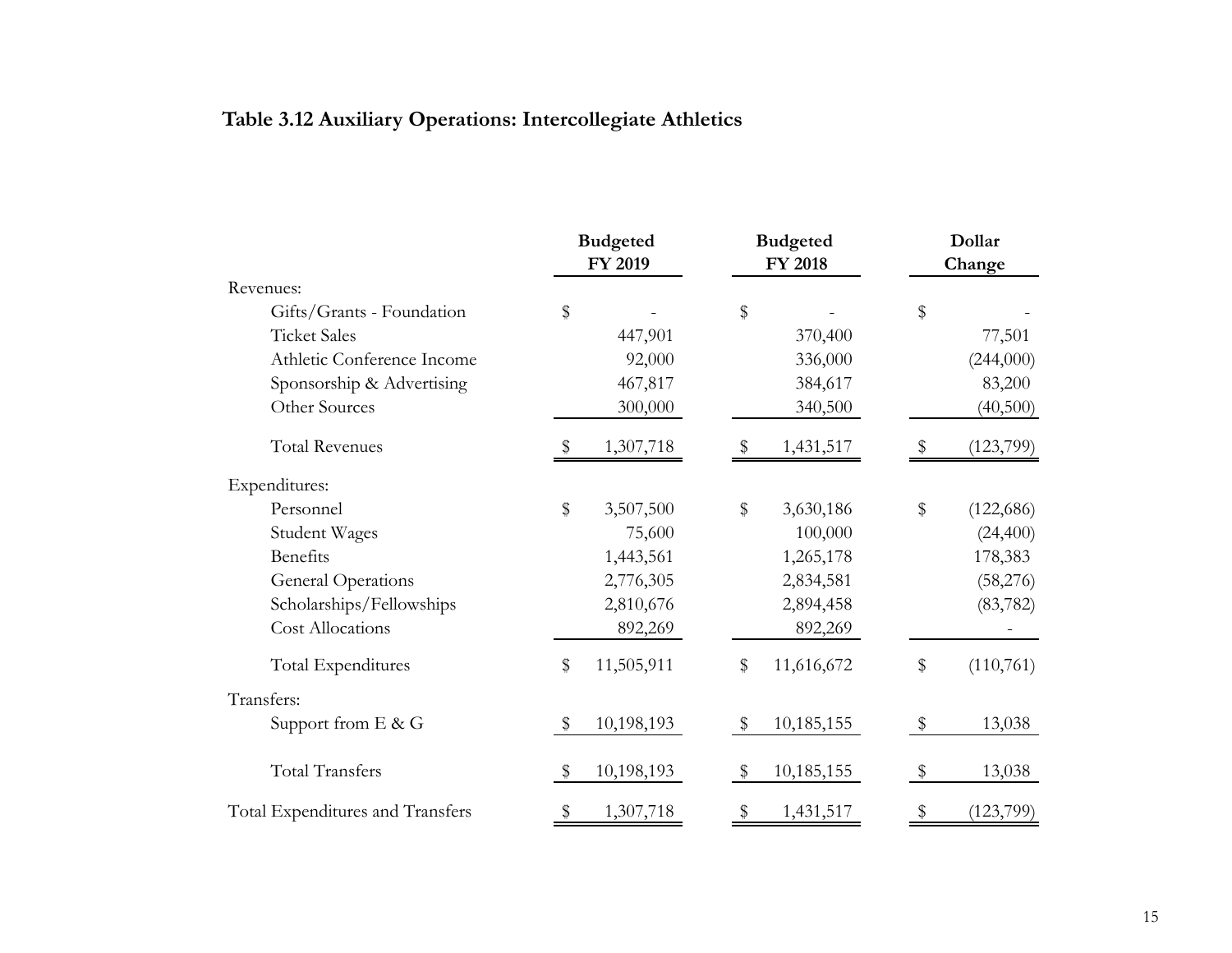**Table 3.12 Auxiliary Operations: Intercollegiate Athletics**

| | Budgeted FY 2019 | Budgeted FY 2018 | Dollar Change |
|---|---|---|---|
| Revenues: | | | |
| Gifts/Grants - Foundation | $ - | $ - | $ - |
| Ticket Sales | 447,901 | 370,400 | 77,501 |
| Athletic Conference Income | 92,000 | 336,000 | (244,000) |
| Sponsorship & Advertising | 467,817 | 384,617 | 83,200 |
| Other Sources | 300,000 | 340,500 | (40,500) |
| Total Revenues | $ 1,307,718 | $ 1,431,517 | $ (123,799) |
| Expenditures: | | | |
| Personnel | $ 3,507,500 | $ 3,630,186 | $ (122,686) |
| Student Wages | 75,600 | 100,000 | (24,400) |
| Benefits | 1,443,561 | 1,265,178 | 178,383 |
| General Operations | 2,776,305 | 2,834,581 | (58,276) |
| Scholarships/Fellowships | 2,810,676 | 2,894,458 | (83,782) |
| Cost Allocations | 892,269 | 892,269 | - |
| Total Expenditures | $ 11,505,911 | $ 11,616,672 | $ (110,761) |
| Transfers: | | | |
| Support from E & G | $ 10,198,193 | $ 10,185,155 | $ 13,038 |
| Total Transfers | $ 10,198,193 | $ 10,185,155 | $ 13,038 |
| Total Expenditures and Transfers | $ 1,307,718 | $ 1,431,517 | $ (123,799) |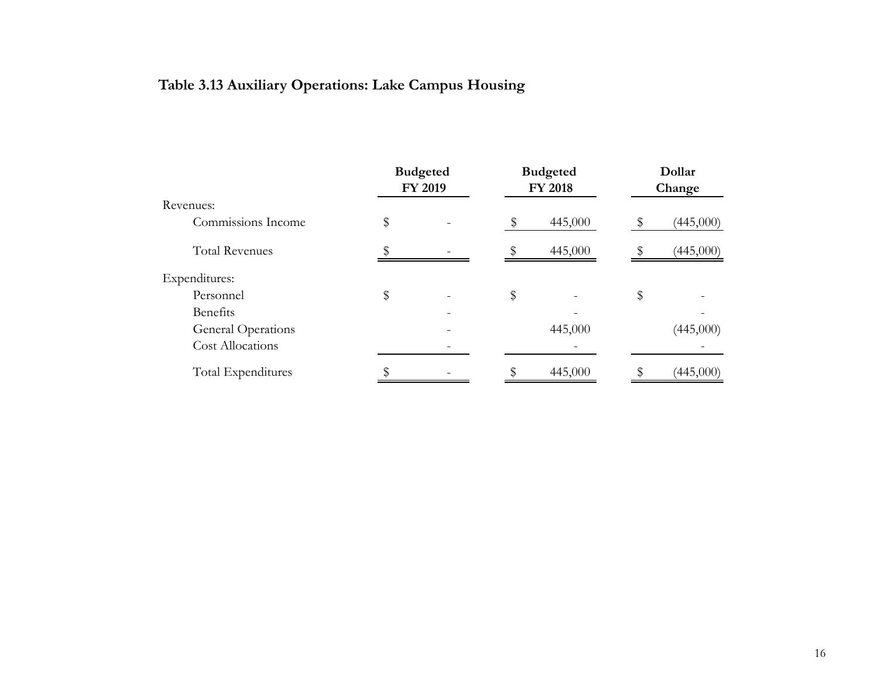### Table 3.13 Auxiliary Operations: Lake Campus Housing

| | Budgeted FY 2019 | Budgeted FY 2018 | Dollar Change |
|---|---|---|---|
| Revenues: | | | |
| Commissions Income | $ - | $ 445,000 | $ (445,000) |
| Total Revenues | $ - | $ 445,000 | $ (445,000) |
| Expenditures: | | | |
| Personnel | $ - | $ - | $ - |
| Benefits | - | - | - |
| General Operations | - | 445,000 | (445,000) |
| Cost Allocations | - | - | - |
| Total Expenditures | $ - | $ 445,000 | $ (445,000) |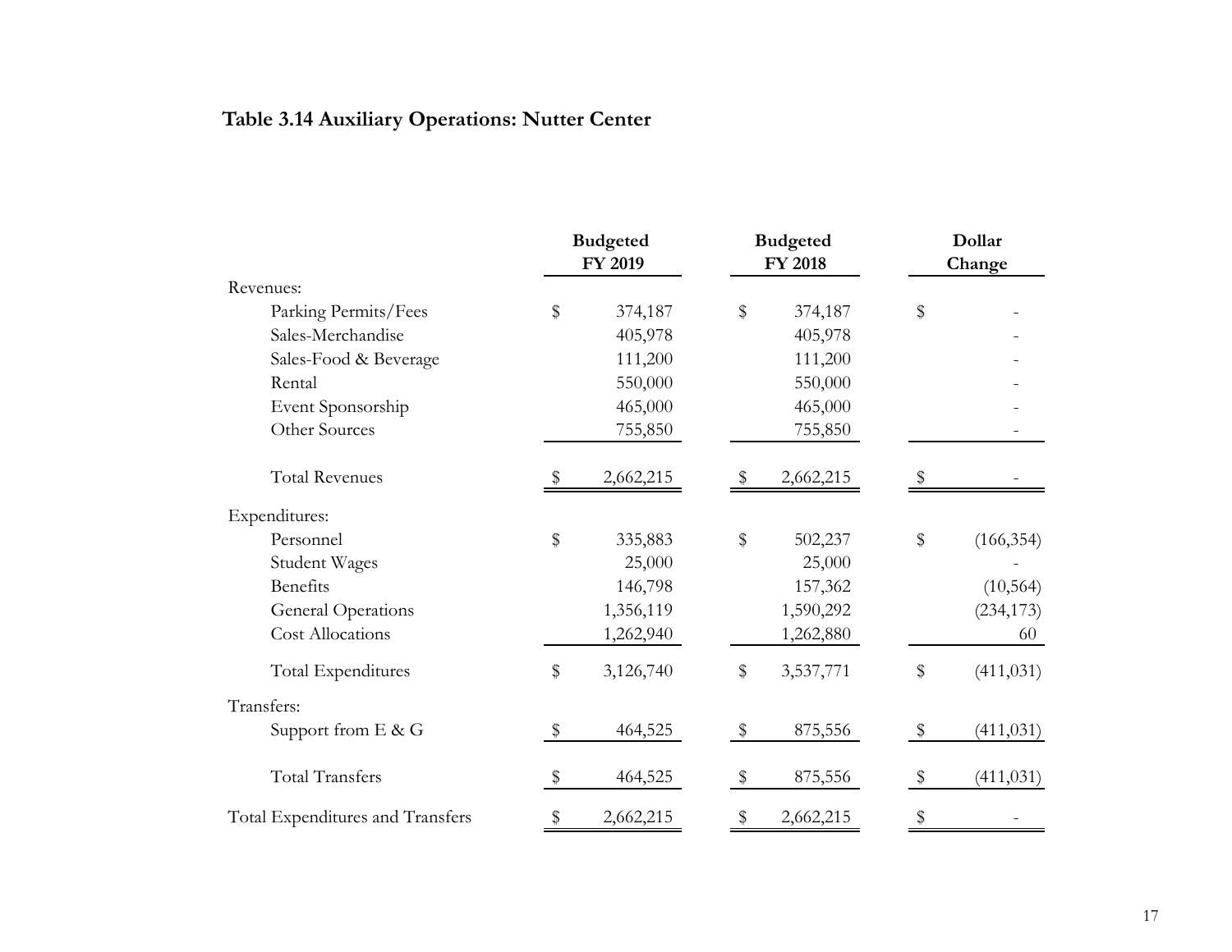**Table 3.14 Auxiliary Operations: Nutter Center**

| | Budgeted FY 2019 | Budgeted FY 2018 | Dollar Change |
|---|---|---|---|
| Revenues: | | | |
| Parking Permits/Fees | $ 374,187 | $ 374,187 | $ - |
| Sales-Merchandise | 405,978 | 405,978 | - |
| Sales-Food & Beverage | 111,200 | 111,200 | - |
| Rental | 550,000 | 550,000 | - |
| Event Sponsorship | 465,000 | 465,000 | - |
| Other Sources | 755,850 | 755,850 | - |
| Total Revenues | $ 2,662,215 | $ 2,662,215 | $ - |
| Expenditures: | | | |
| Personnel | $ 335,883 | $ 502,237 | $ (166,354) |
| Student Wages | 25,000 | 25,000 | - |
| Benefits | 146,798 | 157,362 | (10,564) |
| General Operations | 1,356,119 | 1,590,292 | (234,173) |
| Cost Allocations | 1,262,940 | 1,262,880 | 60 |
| Total Expenditures | $ 3,126,740 | $ 3,537,771 | $ (411,031) |
| Transfers: | | | |
| Support from E & G | $ 464,525 | $ 875,556 | $ (411,031) |
| Total Transfers | $ 464,525 | $ 875,556 | $ (411,031) |
| Total Expenditures and Transfers | $ 2,662,215 | $ 2,662,215 | $ - |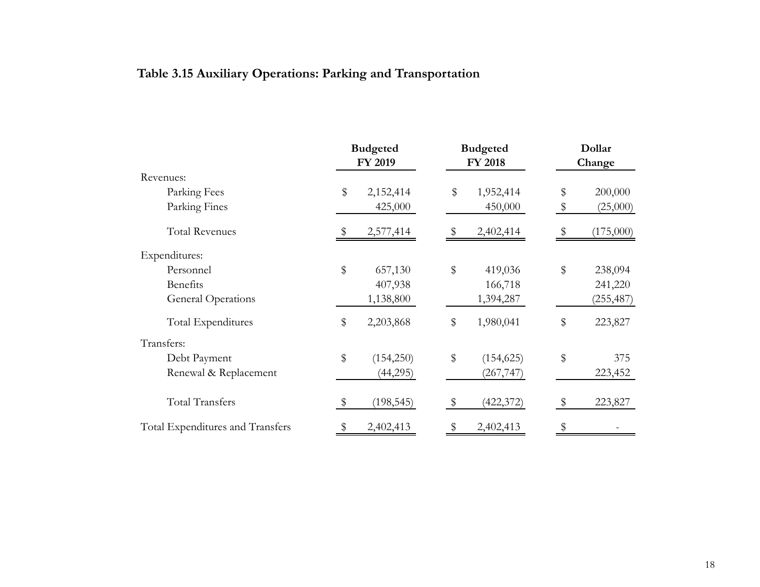**Table 3.15 Auxiliary Operations: Parking and Transportation**

| | Budgeted FY 2019 | Budgeted FY 2018 | Dollar Change |
|---|---|---|---|
| Revenues: | | | |
| Parking Fees | $ 2,152,414 | $ 1,952,414 | $ 200,000 |
| Parking Fines | 425,000 | 450,000 | $ (25,000) |
| Total Revenues | $ 2,577,414 | $ 2,402,414 | $ (175,000) |
| Expenditures: | | | |
| Personnel | $ 657,130 | $ 419,036 | $ 238,094 |
| Benefits | 407,938 | 166,718 | 241,220 |
| General Operations | 1,138,800 | 1,394,287 | (255,487) |
| Total Expenditures | $ 2,203,868 | $ 1,980,041 | $ 223,827 |
| Transfers: | | | |
| Debt Payment | $ (154,250) | $ (154,625) | $ 375 |
| Renewal & Replacement | (44,295) | (267,747) | 223,452 |
| Total Transfers | $ (198,545) | $ (422,372) | $ 223,827 |
| Total Expenditures and Transfers | $ 2,402,413 | $ 2,402,413 | $ - |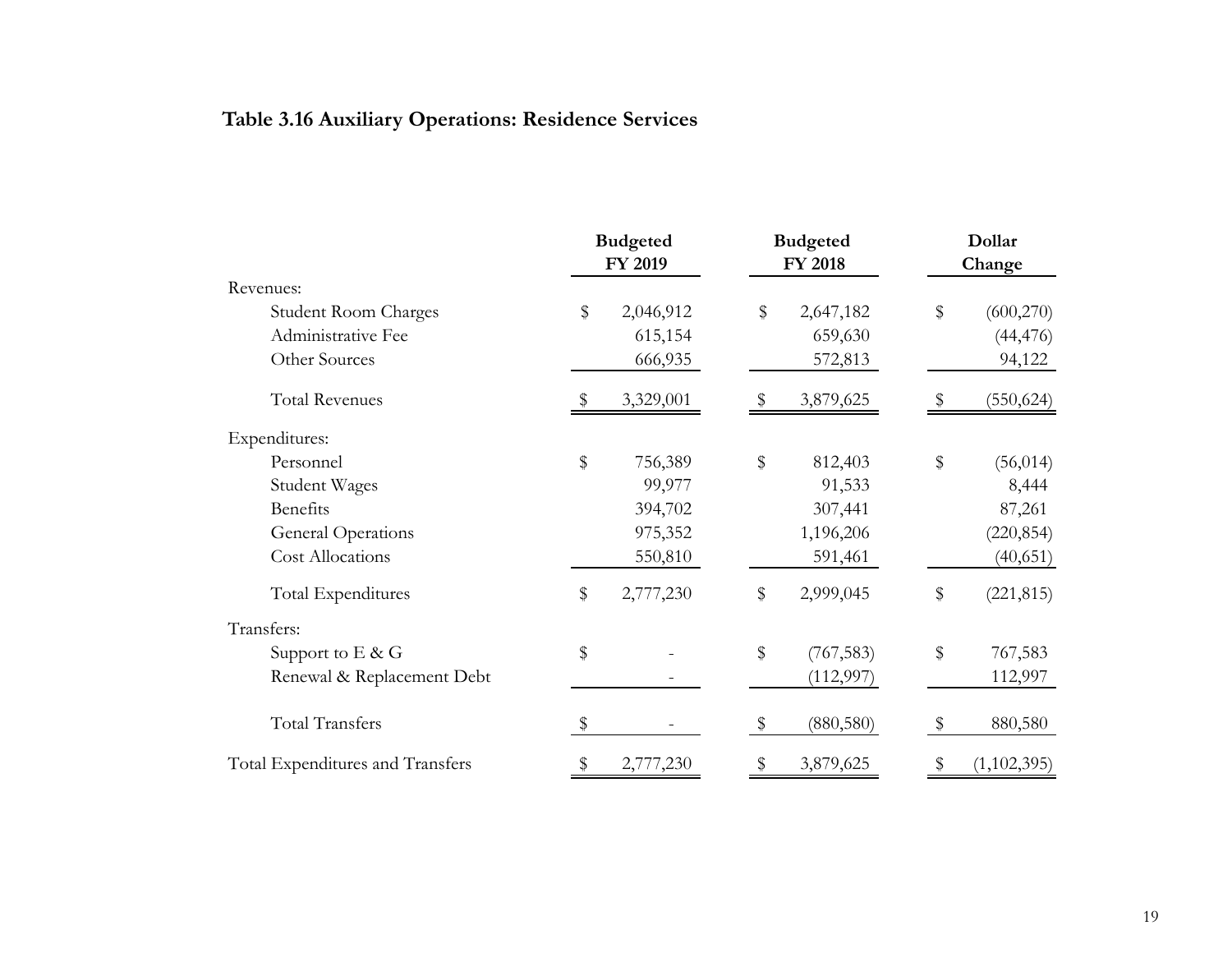### Table 3.16 Auxiliary Operations: Residence Services

| | Budgeted FY 2019 | Budgeted FY 2018 | Dollar Change |
|---|---|---|---|
| Revenues: | | | |
| Student Room Charges | $ 2,046,912 | $ 2,647,182 | $ (600,270) |
| Administrative Fee | 615,154 | 659,630 | (44,476) |
| Other Sources | 666,935 | 572,813 | 94,122 |
| Total Revenues | $ 3,329,001 | $ 3,879,625 | $ (550,624) |
| Expenditures: | | | |
| Personnel | $ 756,389 | $ 812,403 | $ (56,014) |
| Student Wages | 99,977 | 91,533 | 8,444 |
| Benefits | 394,702 | 307,441 | 87,261 |
| General Operations | 975,352 | 1,196,206 | (220,854) |
| Cost Allocations | 550,810 | 591,461 | (40,651) |
| Total Expenditures | $ 2,777,230 | $ 2,999,045 | $ (221,815) |
| Transfers: | | | |
| Support to E & G | $ - | $ (767,583) | $ 767,583 |
| Renewal & Replacement Debt | - | (112,997) | 112,997 |
| Total Transfers | $ - | $ (880,580) | $ 880,580 |
| Total Expenditures and Transfers | $ 2,777,230 | $ 3,879,625 | $ (1,102,395) |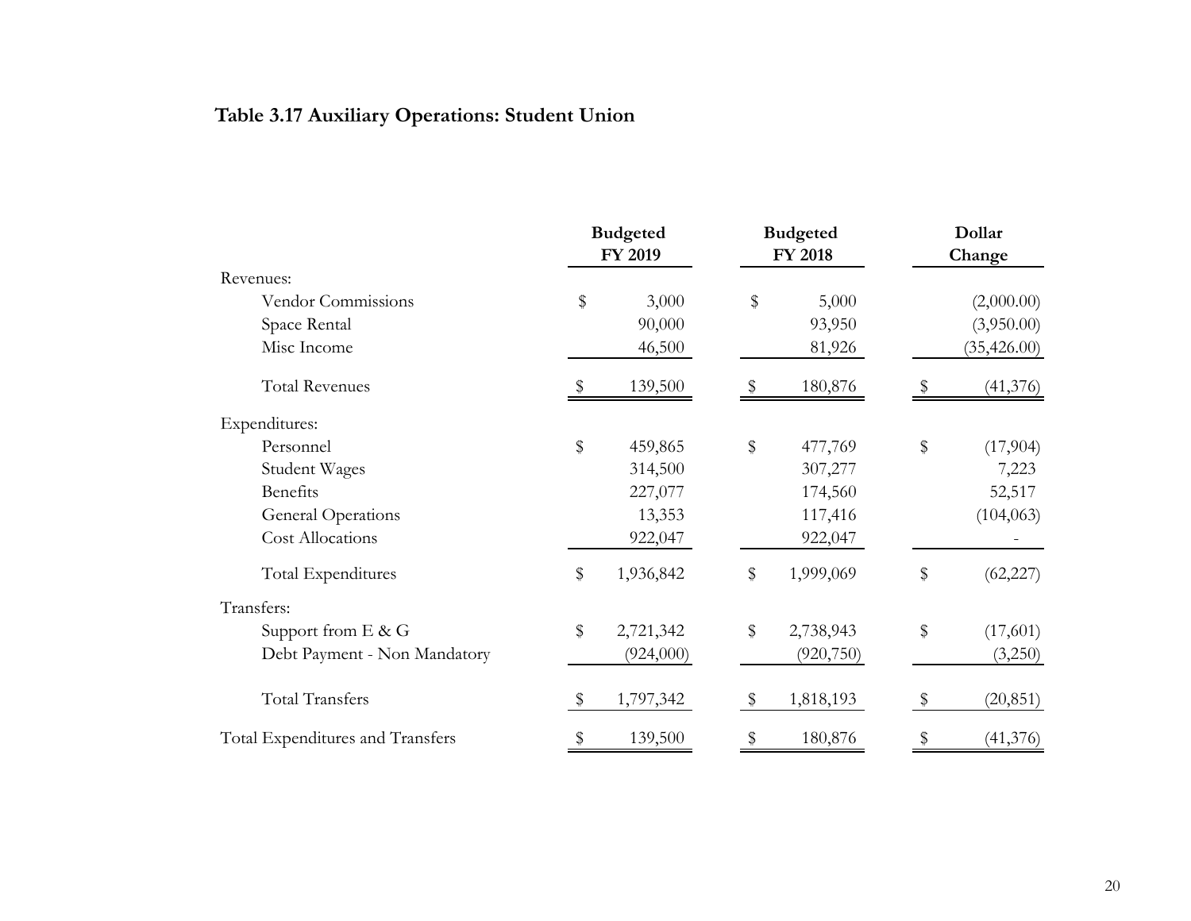**Table 3.17 Auxiliary Operations: Student Union**

| | Budgeted FY 2019 | Budgeted FY 2018 | Dollar Change |
|---|---|---|---|
| Revenues: | | | |
| Vendor Commissions | $ 3,000 | $ 5,000 | (2,000.00) |
| Space Rental | 90,000 | 93,950 | (3,950.00) |
| Misc Income | 46,500 | 81,926 | (35,426.00) |
| Total Revenues | $ 139,500 | $ 180,876 | $ (41,376) |
| Expenditures: | | | |
| Personnel | $ 459,865 | $ 477,769 | $ (17,904) |
| Student Wages | 314,500 | 307,277 | 7,223 |
| Benefits | 227,077 | 174,560 | 52,517 |
| General Operations | 13,353 | 117,416 | (104,063) |
| Cost Allocations | 922,047 | 922,047 | - |
| Total Expenditures | $ 1,936,842 | $ 1,999,069 | $ (62,227) |
| Transfers: | | | |
| Support from E & G | $ 2,721,342 | $ 2,738,943 | $ (17,601) |
| Debt Payment - Non Mandatory | (924,000) | (920,750) | (3,250) |
| Total Transfers | $ 1,797,342 | $ 1,818,193 | $ (20,851) |
| Total Expenditures and Transfers | $ 139,500 | $ 180,876 | $ (41,376) |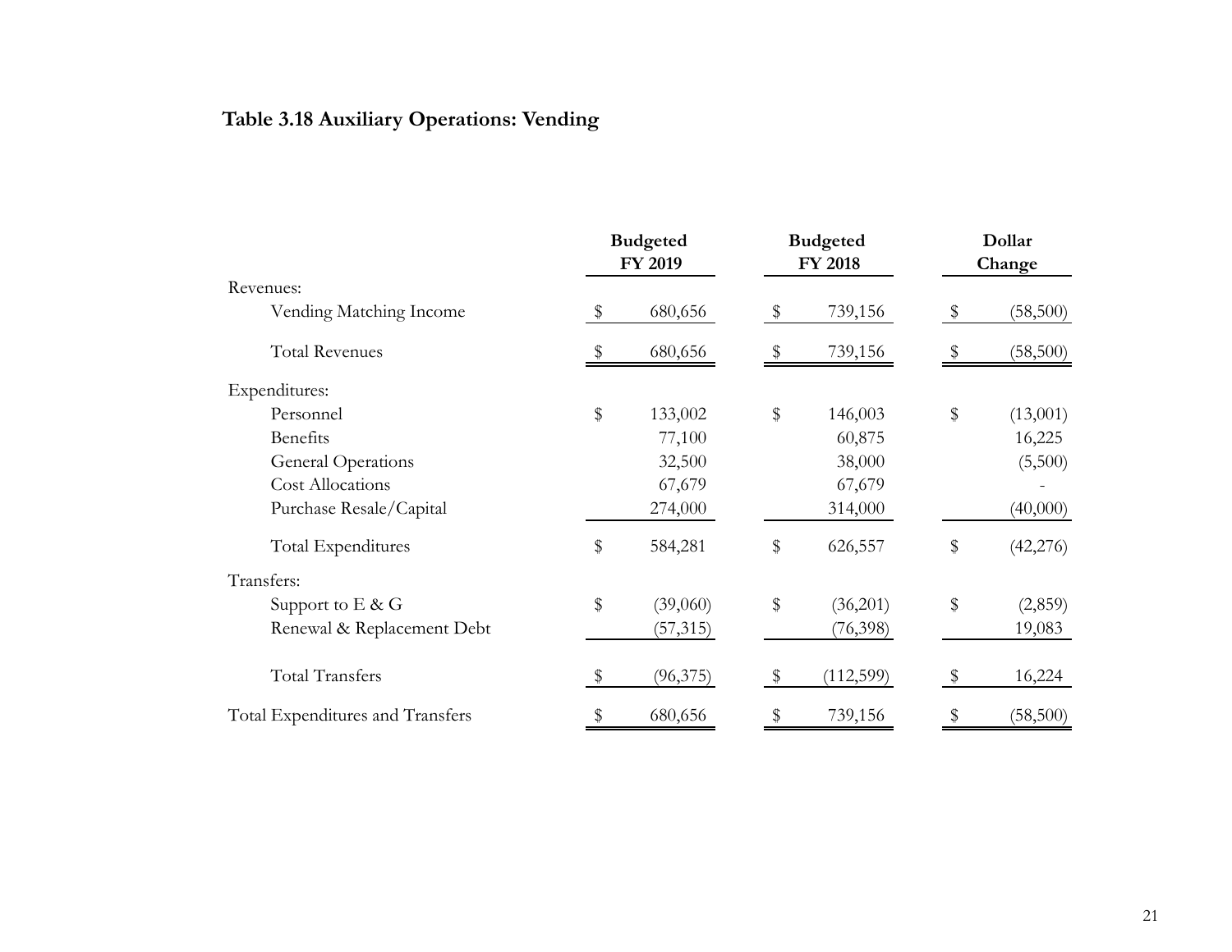### Table 3.18 Auxiliary Operations: Vending

| | Budgeted FY 2019 | Budgeted FY 2018 | Dollar Change |
|---|---|---|---|
| Revenues: | | | |
| Vending Matching Income | $ 680,656 | $ 739,156 | $ (58,500) |
| Total Revenues | $ 680,656 | $ 739,156 | $ (58,500) |
| Expenditures: | | | |
| Personnel | $ 133,002 | $ 146,003 | $ (13,001) |
| Benefits | 77,100 | 60,875 | 16,225 |
| General Operations | 32,500 | 38,000 | (5,500) |
| Cost Allocations | 67,679 | 67,679 | - |
| Purchase Resale/Capital | 274,000 | 314,000 | (40,000) |
| Total Expenditures | $ 584,281 | $ 626,557 | $ (42,276) |
| Transfers: | | | |
| Support to E & G | $ (39,060) | $ (36,201) | $ (2,859) |
| Renewal & Replacement Debt | (57,315) | (76,398) | 19,083 |
| Total Transfers | $ (96,375) | $ (112,599) | $ 16,224 |
| Total Expenditures and Transfers | $ 680,656 | $ 739,156 | $ (58,500) |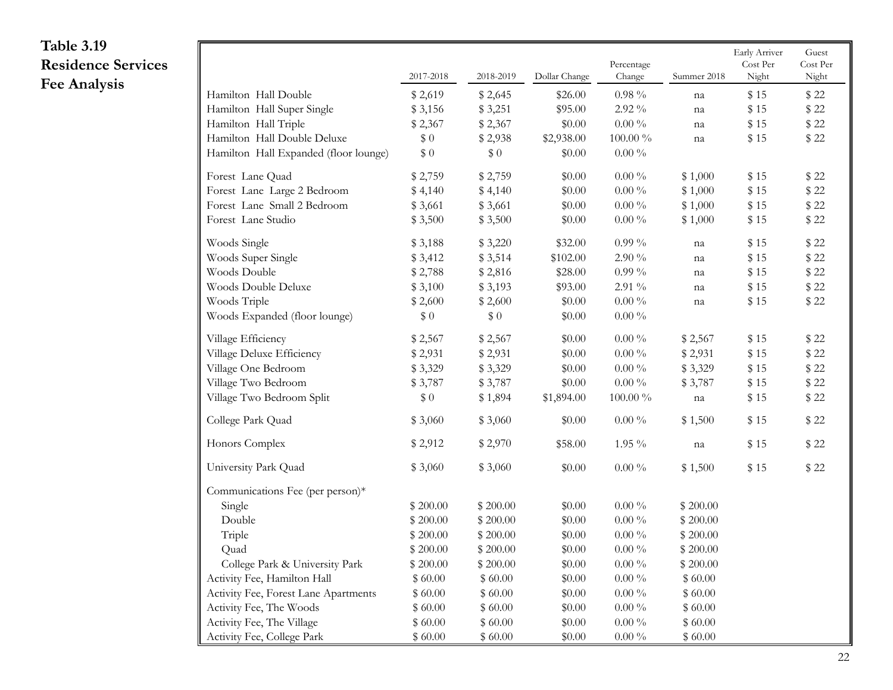**Table 3.19**
**Residence Services Fee Analysis**

| | 2017-2018 | 2018-2019 | Dollar Change | Percentage Change | Summer 2018 | Early Arriver Cost Per Night | Guest Cost Per Night |
|---|---|---|---|---|---|---|---|
| Hamilton Hall Double | $ 2,619 | $ 2,645 | $26.00 | 0.98 % | na | $ 15 | $ 22 |
| Hamilton Hall Super Single | $ 3,156 | $ 3,251 | $95.00 | 2.92 % | na | $ 15 | $ 22 |
| Hamilton Hall Triple | $ 2,367 | $ 2,367 | $0.00 | 0.00 % | na | $ 15 | $ 22 |
| Hamilton Hall Double Deluxe | $ 0 | $ 2,938 | $2,938.00 | 100.00 % | na | $ 15 | $ 22 |
| Hamilton Hall Expanded (floor lounge) | $ 0 | $ 0 | $0.00 | 0.00 % | | | |
| Forest Lane Quad | $ 2,759 | $ 2,759 | $0.00 | 0.00 % | $ 1,000 | $ 15 | $ 22 |
| Forest Lane Large 2 Bedroom | $ 4,140 | $ 4,140 | $0.00 | 0.00 % | $ 1,000 | $ 15 | $ 22 |
| Forest Lane Small 2 Bedroom | $ 3,661 | $ 3,661 | $0.00 | 0.00 % | $ 1,000 | $ 15 | $ 22 |
| Forest Lane Studio | $ 3,500 | $ 3,500 | $0.00 | 0.00 % | $ 1,000 | $ 15 | $ 22 |
| Woods Single | $ 3,188 | $ 3,220 | $32.00 | 0.99 % | na | $ 15 | $ 22 |
| Woods Super Single | $ 3,412 | $ 3,514 | $102.00 | 2.90 % | na | $ 15 | $ 22 |
| Woods Double | $ 2,788 | $ 2,816 | $28.00 | 0.99 % | na | $ 15 | $ 22 |
| Woods Double Deluxe | $ 3,100 | $ 3,193 | $93.00 | 2.91 % | na | $ 15 | $ 22 |
| Woods Triple | $ 2,600 | $ 2,600 | $0.00 | 0.00 % | na | $ 15 | $ 22 |
| Woods Expanded (floor lounge) | $ 0 | $ 0 | $0.00 | 0.00 % | | | |
| Village Efficiency | $ 2,567 | $ 2,567 | $0.00 | 0.00 % | $ 2,567 | $ 15 | $ 22 |
| Village Deluxe Efficiency | $ 2,931 | $ 2,931 | $0.00 | 0.00 % | $ 2,931 | $ 15 | $ 22 |
| Village One Bedroom | $ 3,329 | $ 3,329 | $0.00 | 0.00 % | $ 3,329 | $ 15 | $ 22 |
| Village Two Bedroom | $ 3,787 | $ 3,787 | $0.00 | 0.00 % | $ 3,787 | $ 15 | $ 22 |
| Village Two Bedroom Split | $ 0 | $ 1,894 | $1,894.00 | 100.00 % | na | $ 15 | $ 22 |
| College Park Quad | $ 3,060 | $ 3,060 | $0.00 | 0.00 % | $ 1,500 | $ 15 | $ 22 |
| Honors Complex | $ 2,912 | $ 2,970 | $58.00 | 1.95 % | na | $ 15 | $ 22 |
| University Park Quad | $ 3,060 | $ 3,060 | $0.00 | 0.00 % | $ 1,500 | $ 15 | $ 22 |
| Communications Fee (per person)* | | | | | | | |
| Single | $ 200.00 | $ 200.00 | $0.00 | 0.00 % | $ 200.00 | | |
| Double | $ 200.00 | $ 200.00 | $0.00 | 0.00 % | $ 200.00 | | |
| Triple | $ 200.00 | $ 200.00 | $0.00 | 0.00 % | $ 200.00 | | |
| Quad | $ 200.00 | $ 200.00 | $0.00 | 0.00 % | $ 200.00 | | |
| College Park & University Park | $ 200.00 | $ 200.00 | $0.00 | 0.00 % | $ 200.00 | | |
| Activity Fee, Hamilton Hall | $ 60.00 | $ 60.00 | $0.00 | 0.00 % | $ 60.00 | | |
| Activity Fee, Forest Lane Apartments | $ 60.00 | $ 60.00 | $0.00 | 0.00 % | $ 60.00 | | |
| Activity Fee, The Woods | $ 60.00 | $ 60.00 | $0.00 | 0.00 % | $ 60.00 | | |
| Activity Fee, The Village | $ 60.00 | $ 60.00 | $0.00 | 0.00 % | $ 60.00 | | |
| Activity Fee, College Park | $ 60.00 | $ 60.00 | $0.00 | 0.00 % | $ 60.00 | | |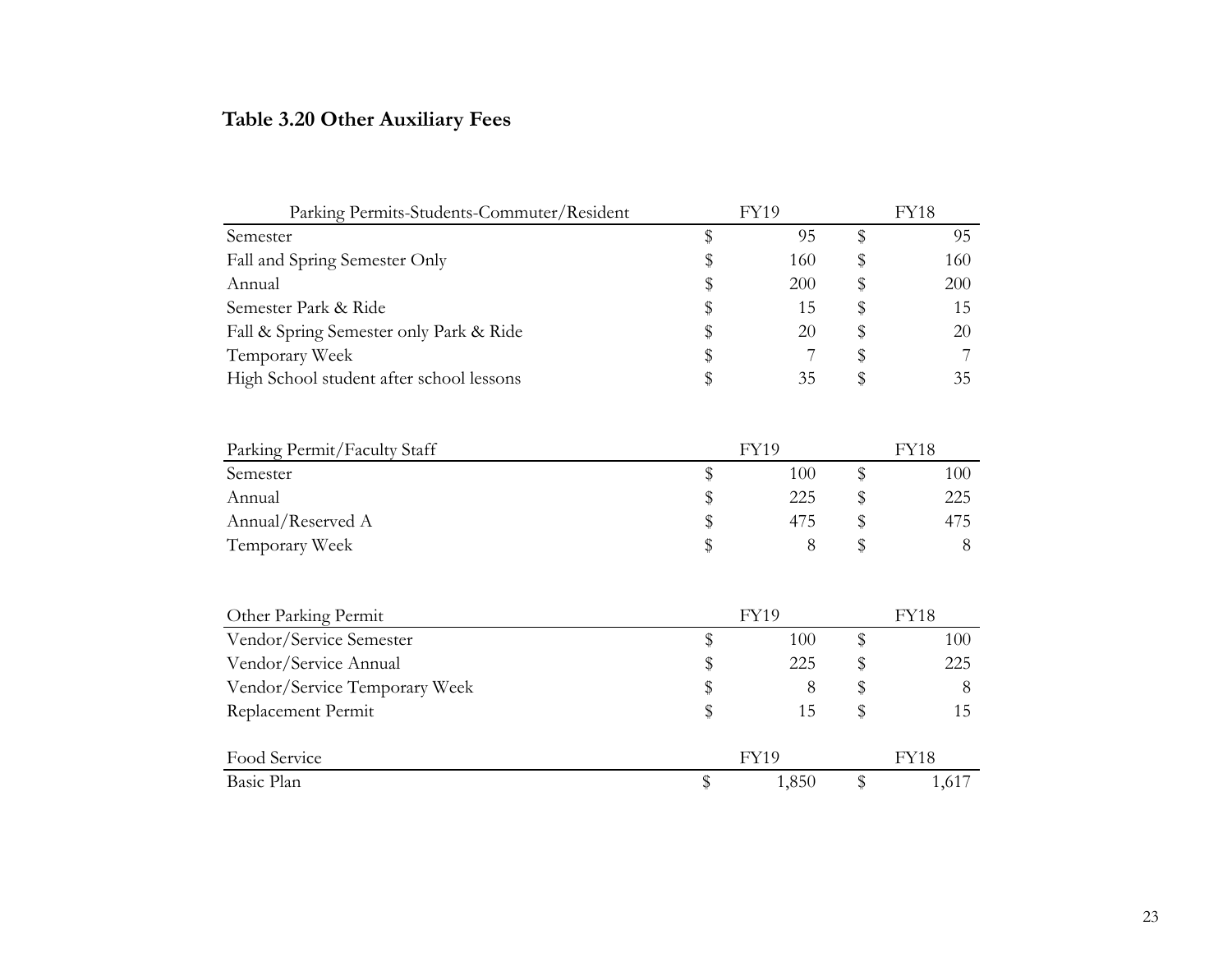## Table 3.20 Other Auxiliary Fees

| Parking Permits-Students-Commuter/Resident | FY19 | FY18 |
|---|---|---|
| Semester | $ 95 | $ 95 |
| Fall and Spring Semester Only | $ 160 | $ 160 |
| Annual | $ 200 | $ 200 |
| Semester Park & Ride | $ 15 | $ 15 |
| Fall & Spring Semester only Park & Ride | $ 20 | $ 20 |
| Temporary Week | $ 7 | $ 7 |
| High School student after school lessons | $ 35 | $ 35 |

| Parking Permit/Faculty Staff | FY19 | FY18 |
|---|---|---|
| Semester | $ 100 | $ 100 |
| Annual | $ 225 | $ 225 |
| Annual/Reserved A | $ 475 | $ 475 |
| Temporary Week | $ 8 | $ 8 |

| Other Parking Permit | FY19 | FY18 |
|---|---|---|
| Vendor/Service Semester | $ 100 | $ 100 |
| Vendor/Service Annual | $ 225 | $ 225 |
| Vendor/Service Temporary Week | $ 8 | $ 8 |
| Replacement Permit | $ 15 | $ 15 |

| Food Service | FY19 | FY18 |
|---|---|---|
| Basic Plan | $ 1,850 | $ 1,617 |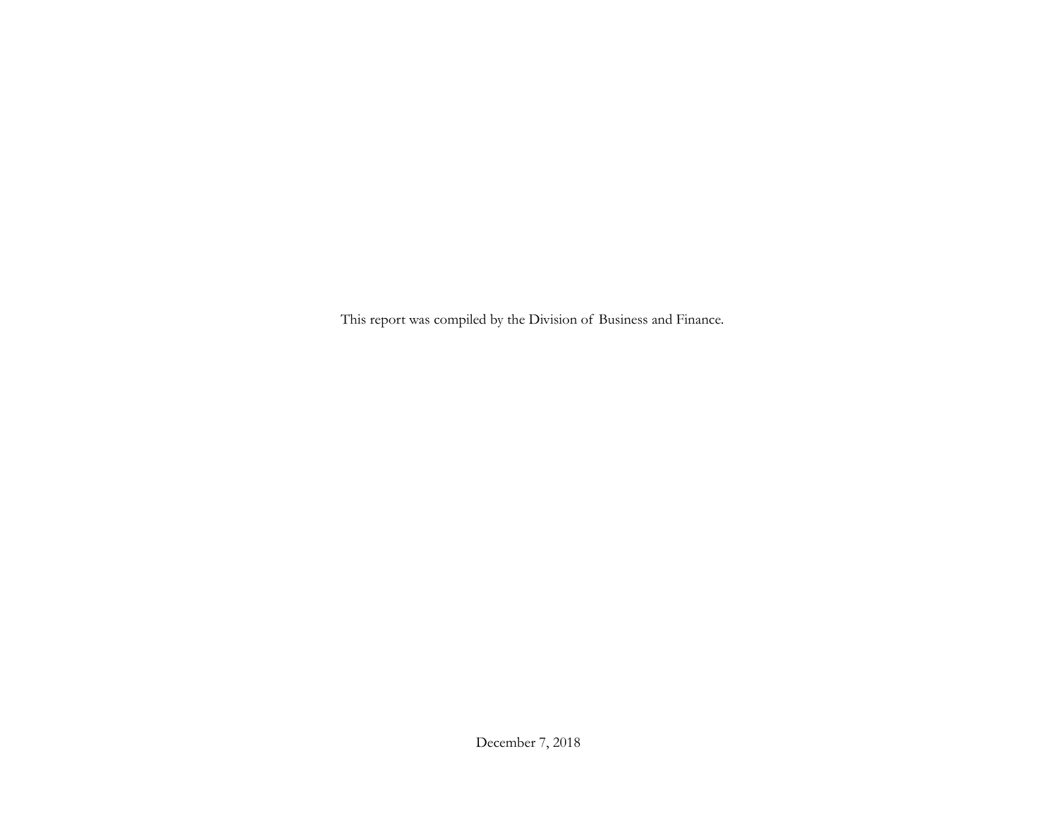This report was compiled by the Division of Business and Finance.

December 7, 2018